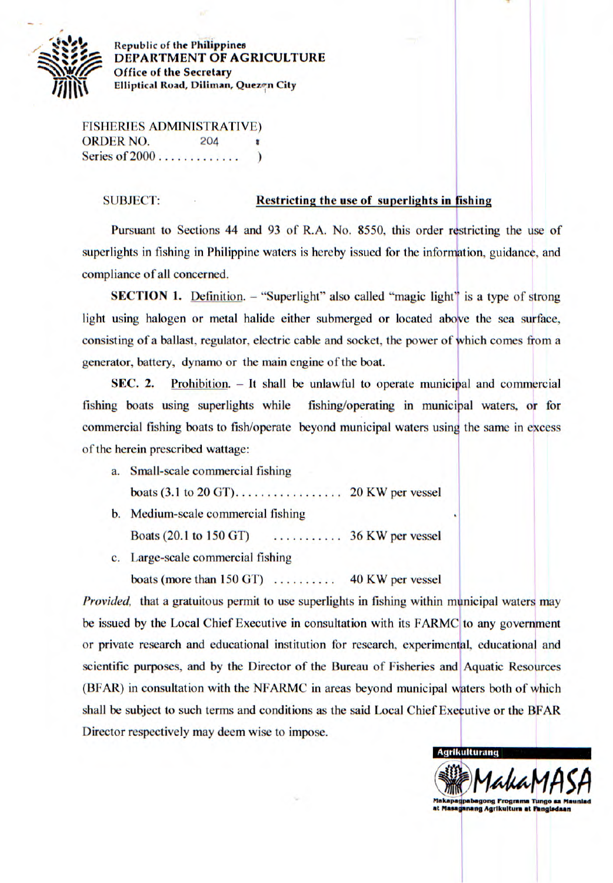Republic of the Philippines
**DEPARTMENT OF AGRICULTURE**
**Office of the Secretary**
**Elliptical Road, Diliman, Quezon City**

FISHERIES ADMINISTRATIVE)
ORDER NO. 204 )
Series of 2000 . . . . . . . . . . . . . )

SUBJECT: **Restricting the use of superlights in fishing**

Pursuant to Sections 44 and 93 of R.A. No. 8550, this order restricting the use of superlights in fishing in Philippine waters is hereby issued for the information, guidance, and compliance of all concerned.

**SECTION 1.** Definition. – "Superlight" also called "magic light" is a type of strong light using halogen or metal halide either submerged or located above the sea surface, consisting of a ballast, regulator, electric cable and socket, the power of which comes from a generator, battery, dynamo or the main engine of the boat.

**SEC. 2.** Prohibition. – It shall be unlawful to operate municipal and commercial fishing boats using superlights while fishing/operating in municipal waters, or for commercial fishing boats to fish/operate beyond municipal waters using the same in excess of the herein prescribed wattage:

a. Small-scale commercial fishing
   boats (3.1 to 20 GT). . . . . . . . . . . . . . . . . 20 KW per vessel
b. Medium-scale commercial fishing
   Boats (20.1 to 150 GT) . . . . . . . . . . . 36 KW per vessel
c. Large-scale commercial fishing
   boats (more than 150 GT) . . . . . . . . . . 40 KW per vessel

*Provided,* that a gratuitous permit to use superlights in fishing within municipal waters may be issued by the Local Chief Executive in consultation with its FARMC to any government or private research and educational institution for research, experimental, educational and scientific purposes, and by the Director of the Bureau of Fisheries and Aquatic Resources (BFAR) in consultation with the NFARMC in areas beyond municipal waters both of which shall be subject to such terms and conditions as the said Local Chief Executive or the BFAR Director respectively may deem wise to impose.

Agrikulturang MakaMASA
Makapagpabagong Programa Tungo sa Maunlad at Masaganang Agrikultura at Pangisdaan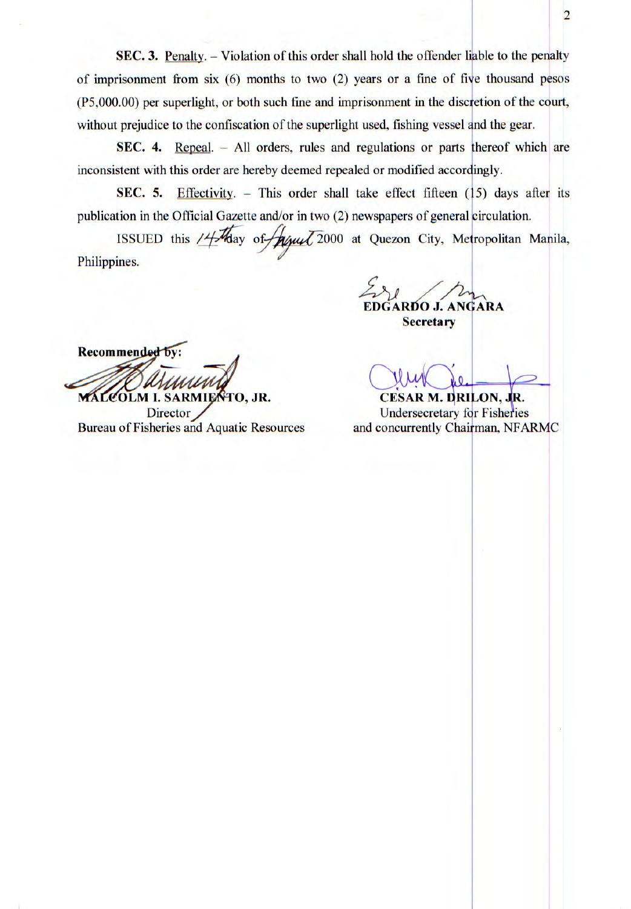**SEC. 3.** Penalty. – Violation of this order shall hold the offender liable to the penalty of imprisonment from six (6) months to two (2) years or a fine of five thousand pesos (P5,000.00) per superlight, or both such fine and imprisonment in the discretion of the court, without prejudice to the confiscation of the superlight used, fishing vessel and the gear.

**SEC. 4.** Repeal. – All orders, rules and regulations or parts thereof which are inconsistent with this order are hereby deemed repealed or modified accordingly.

**SEC. 5.** Effectivity. – This order shall take effect fifteen (15) days after its publication in the Official Gazette and/or in two (2) newspapers of general circulation.

ISSUED this 14th day of August 2000 at Quezon City, Metropolitan Manila, Philippines.

**EDGARDO J. ANGARA**
**Secretary**

**Recommended by:**

**MALCOLM I. SARMIENTO, JR.**
Director
Bureau of Fisheries and Aquatic Resources

**CESAR M. DRILON, JR.**
Undersecretary for Fisheries
and concurrently Chairman, NFARMC